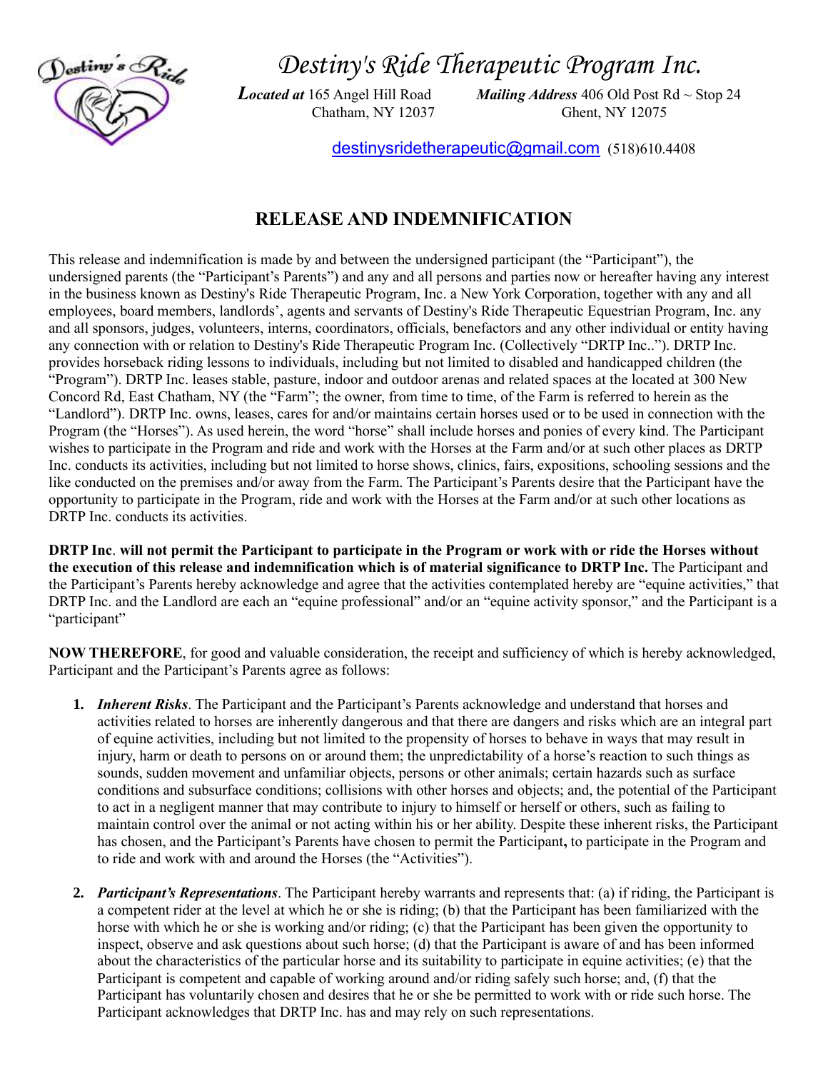# Destiny's Ride Therapeutic Program Inc.

***Located at*** 165 Angel Hill Road
Chatham, NY 12037

***Mailing Address*** 406 Old Post Rd ~ Stop 24
Ghent, NY 12075

destinysridetherapeutic@gmail.com (518)610.4408

## RELEASE AND INDEMNIFICATION

This release and indemnification is made by and between the undersigned participant (the "Participant"), the undersigned parents (the "Participant's Parents") and any and all persons and parties now or hereafter having any interest in the business known as Destiny's Ride Therapeutic Program, Inc. a New York Corporation, together with any and all employees, board members, landlords', agents and servants of Destiny's Ride Therapeutic Equestrian Program, Inc. any and all sponsors, judges, volunteers, interns, coordinators, officials, benefactors and any other individual or entity having any connection with or relation to Destiny's Ride Therapeutic Program Inc. (Collectively "DRTP Inc.."). DRTP Inc. provides horseback riding lessons to individuals, including but not limited to disabled and handicapped children (the "Program"). DRTP Inc. leases stable, pasture, indoor and outdoor arenas and related spaces at the located at 300 New Concord Rd, East Chatham, NY (the "Farm"; the owner, from time to time, of the Farm is referred to herein as the "Landlord"). DRTP Inc. owns, leases, cares for and/or maintains certain horses used or to be used in connection with the Program (the "Horses"). As used herein, the word "horse" shall include horses and ponies of every kind. The Participant wishes to participate in the Program and ride and work with the Horses at the Farm and/or at such other places as DRTP Inc. conducts its activities, including but not limited to horse shows, clinics, fairs, expositions, schooling sessions and the like conducted on the premises and/or away from the Farm. The Participant's Parents desire that the Participant have the opportunity to participate in the Program, ride and work with the Horses at the Farm and/or at such other locations as DRTP Inc. conducts its activities.

**DRTP Inc. will not permit the Participant to participate in the Program or work with or ride the Horses without the execution of this release and indemnification which is of material significance to DRTP Inc.** The Participant and the Participant's Parents hereby acknowledge and agree that the activities contemplated hereby are "equine activities," that DRTP Inc. and the Landlord are each an "equine professional" and/or an "equine activity sponsor," and the Participant is a "participant"

**NOW THEREFORE**, for good and valuable consideration, the receipt and sufficiency of which is hereby acknowledged, Participant and the Participant's Parents agree as follows:

1. ***Inherent Risks***. The Participant and the Participant's Parents acknowledge and understand that horses and activities related to horses are inherently dangerous and that there are dangers and risks which are an integral part of equine activities, including but not limited to the propensity of horses to behave in ways that may result in injury, harm or death to persons on or around them; the unpredictability of a horse's reaction to such things as sounds, sudden movement and unfamiliar objects, persons or other animals; certain hazards such as surface conditions and subsurface conditions; collisions with other horses and objects; and, the potential of the Participant to act in a negligent manner that may contribute to injury to himself or herself or others, such as failing to maintain control over the animal or not acting within his or her ability. Despite these inherent risks, the Participant has chosen, and the Participant's Parents have chosen to permit the Participant**,** to participate in the Program and to ride and work with and around the Horses (the "Activities").

2. ***Participant's Representations***. The Participant hereby warrants and represents that: (a) if riding, the Participant is a competent rider at the level at which he or she is riding; (b) that the Participant has been familiarized with the horse with which he or she is working and/or riding; (c) that the Participant has been given the opportunity to inspect, observe and ask questions about such horse; (d) that the Participant is aware of and has been informed about the characteristics of the particular horse and its suitability to participate in equine activities; (e) that the Participant is competent and capable of working around and/or riding safely such horse; and, (f) that the Participant has voluntarily chosen and desires that he or she be permitted to work with or ride such horse. The Participant acknowledges that DRTP Inc. has and may rely on such representations.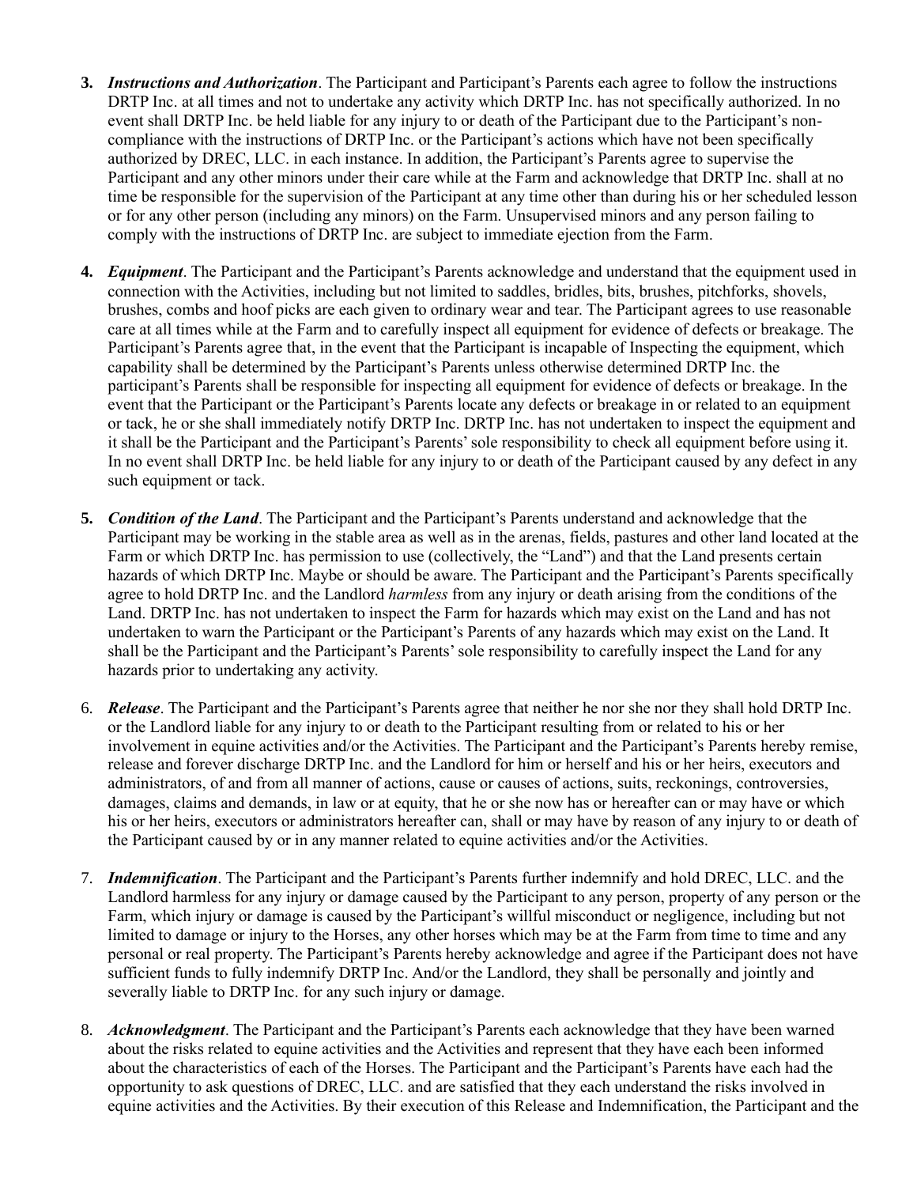3. ***Instructions and Authorization***. The Participant and Participant's Parents each agree to follow the instructions DRTP Inc. at all times and not to undertake any activity which DRTP Inc. has not specifically authorized. In no event shall DRTP Inc. be held liable for any injury to or death of the Participant due to the Participant's non-compliance with the instructions of DRTP Inc. or the Participant's actions which have not been specifically authorized by DREC, LLC. in each instance. In addition, the Participant's Parents agree to supervise the Participant and any other minors under their care while at the Farm and acknowledge that DRTP Inc. shall at no time be responsible for the supervision of the Participant at any time other than during his or her scheduled lesson or for any other person (including any minors) on the Farm. Unsupervised minors and any person failing to comply with the instructions of DRTP Inc. are subject to immediate ejection from the Farm.

4. ***Equipment***. The Participant and the Participant's Parents acknowledge and understand that the equipment used in connection with the Activities, including but not limited to saddles, bridles, bits, brushes, pitchforks, shovels, brushes, combs and hoof picks are each given to ordinary wear and tear. The Participant agrees to use reasonable care at all times while at the Farm and to carefully inspect all equipment for evidence of defects or breakage. The Participant's Parents agree that, in the event that the Participant is incapable of Inspecting the equipment, which capability shall be determined by the Participant's Parents unless otherwise determined DRTP Inc. the participant's Parents shall be responsible for inspecting all equipment for evidence of defects or breakage. In the event that the Participant or the Participant's Parents locate any defects or breakage in or related to an equipment or tack, he or she shall immediately notify DRTP Inc. DRTP Inc. has not undertaken to inspect the equipment and it shall be the Participant and the Participant's Parents' sole responsibility to check all equipment before using it. In no event shall DRTP Inc. be held liable for any injury to or death of the Participant caused by any defect in any such equipment or tack.

5. ***Condition of the Land***. The Participant and the Participant's Parents understand and acknowledge that the Participant may be working in the stable area as well as in the arenas, fields, pastures and other land located at the Farm or which DRTP Inc. has permission to use (collectively, the "Land") and that the Land presents certain hazards of which DRTP Inc. Maybe or should be aware. The Participant and the Participant's Parents specifically agree to hold DRTP Inc. and the Landlord *harmless* from any injury or death arising from the conditions of the Land. DRTP Inc. has not undertaken to inspect the Farm for hazards which may exist on the Land and has not undertaken to warn the Participant or the Participant's Parents of any hazards which may exist on the Land. It shall be the Participant and the Participant's Parents' sole responsibility to carefully inspect the Land for any hazards prior to undertaking any activity.

6. ***Release***. The Participant and the Participant's Parents agree that neither he nor she nor they shall hold DRTP Inc. or the Landlord liable for any injury to or death to the Participant resulting from or related to his or her involvement in equine activities and/or the Activities. The Participant and the Participant's Parents hereby remise, release and forever discharge DRTP Inc. and the Landlord for him or herself and his or her heirs, executors and administrators, of and from all manner of actions, cause or causes of actions, suits, reckonings, controversies, damages, claims and demands, in law or at equity, that he or she now has or hereafter can or may have or which his or her heirs, executors or administrators hereafter can, shall or may have by reason of any injury to or death of the Participant caused by or in any manner related to equine activities and/or the Activities.

7. ***Indemnification***. The Participant and the Participant's Parents further indemnify and hold DREC, LLC. and the Landlord harmless for any injury or damage caused by the Participant to any person, property of any person or the Farm, which injury or damage is caused by the Participant's willful misconduct or negligence, including but not limited to damage or injury to the Horses, any other horses which may be at the Farm from time to time and any personal or real property. The Participant's Parents hereby acknowledge and agree if the Participant does not have sufficient funds to fully indemnify DRTP Inc. And/or the Landlord, they shall be personally and jointly and severally liable to DRTP Inc. for any such injury or damage.

8. ***Acknowledgment***. The Participant and the Participant's Parents each acknowledge that they have been warned about the risks related to equine activities and the Activities and represent that they have each been informed about the characteristics of each of the Horses. The Participant and the Participant's Parents have each had the opportunity to ask questions of DREC, LLC. and are satisfied that they each understand the risks involved in equine activities and the Activities. By their execution of this Release and Indemnification, the Participant and the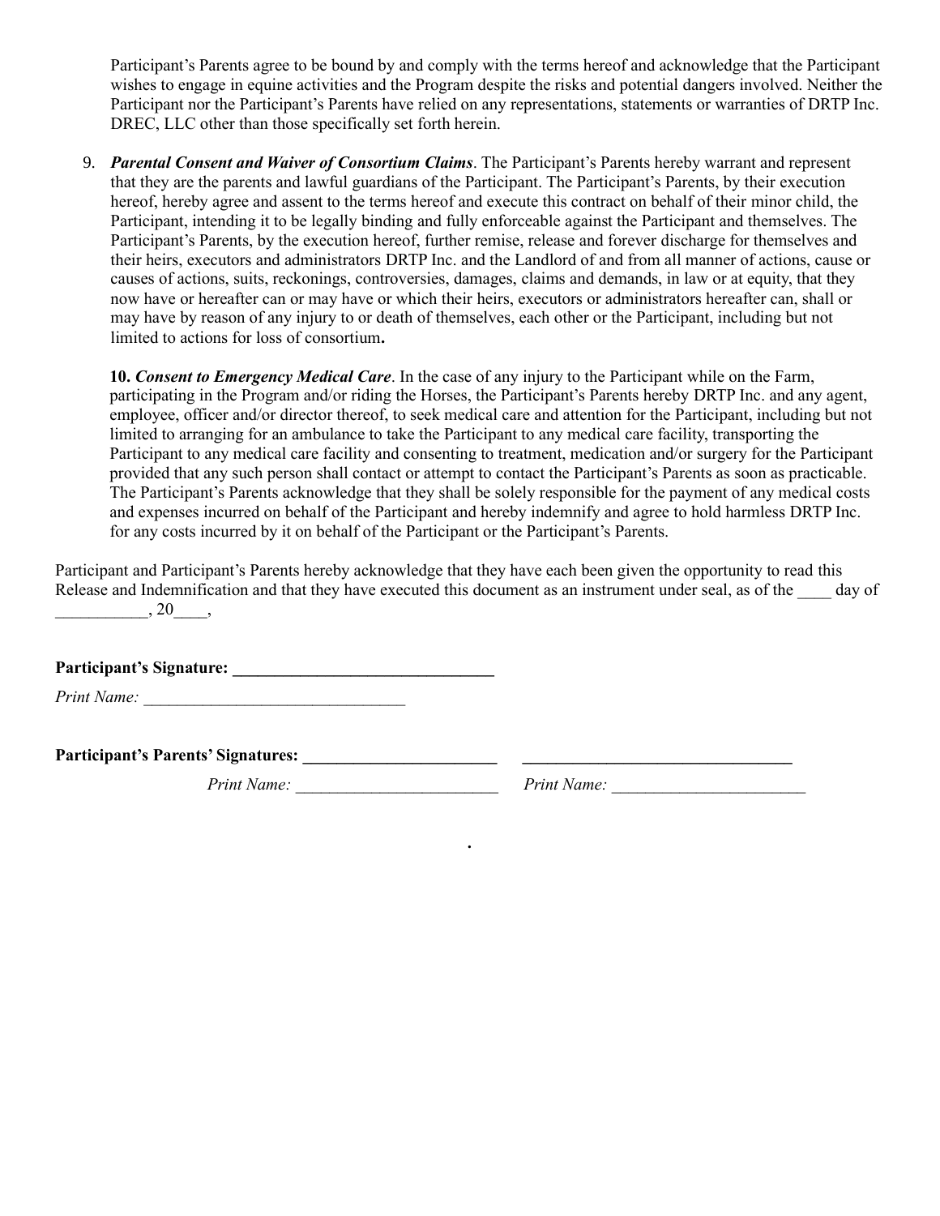Participant's Parents agree to be bound by and comply with the terms hereof and acknowledge that the Participant wishes to engage in equine activities and the Program despite the risks and potential dangers involved. Neither the Participant nor the Participant's Parents have relied on any representations, statements or warranties of DRTP Inc. DREC, LLC other than those specifically set forth herein.

9. ***Parental Consent and Waiver of Consortium Claims***. The Participant's Parents hereby warrant and represent that they are the parents and lawful guardians of the Participant. The Participant's Parents, by their execution hereof, hereby agree and assent to the terms hereof and execute this contract on behalf of their minor child, the Participant, intending it to be legally binding and fully enforceable against the Participant and themselves. The Participant's Parents, by the execution hereof, further remise, release and forever discharge for themselves and their heirs, executors and administrators DRTP Inc. and the Landlord of and from all manner of actions, cause or causes of actions, suits, reckonings, controversies, damages, claims and demands, in law or at equity, that they now have or hereafter can or may have or which their heirs, executors or administrators hereafter can, shall or may have by reason of any injury to or death of themselves, each other or the Participant, including but not limited to actions for loss of consortium**.**

**10.** ***Consent to Emergency Medical Care***. In the case of any injury to the Participant while on the Farm, participating in the Program and/or riding the Horses, the Participant's Parents hereby DRTP Inc. and any agent, employee, officer and/or director thereof, to seek medical care and attention for the Participant, including but not limited to arranging for an ambulance to take the Participant to any medical care facility, transporting the Participant to any medical care facility and consenting to treatment, medication and/or surgery for the Participant provided that any such person shall contact or attempt to contact the Participant's Parents as soon as practicable. The Participant's Parents acknowledge that they shall be solely responsible for the payment of any medical costs and expenses incurred on behalf of the Participant and hereby indemnify and agree to hold harmless DRTP Inc. for any costs incurred by it on behalf of the Participant or the Participant's Parents.

Participant and Participant's Parents hereby acknowledge that they have each been given the opportunity to read this Release and Indemnification and that they have executed this document as an instrument under seal, as of the ____ day of ___________, 20____,

**Participant's Signature: _______________________________**

*Print Name:* _______________________________

**Participant's Parents' Signatures: _______________________ _________________________________**

*Print Name:* ________________________ *Print Name:* _______________________

.